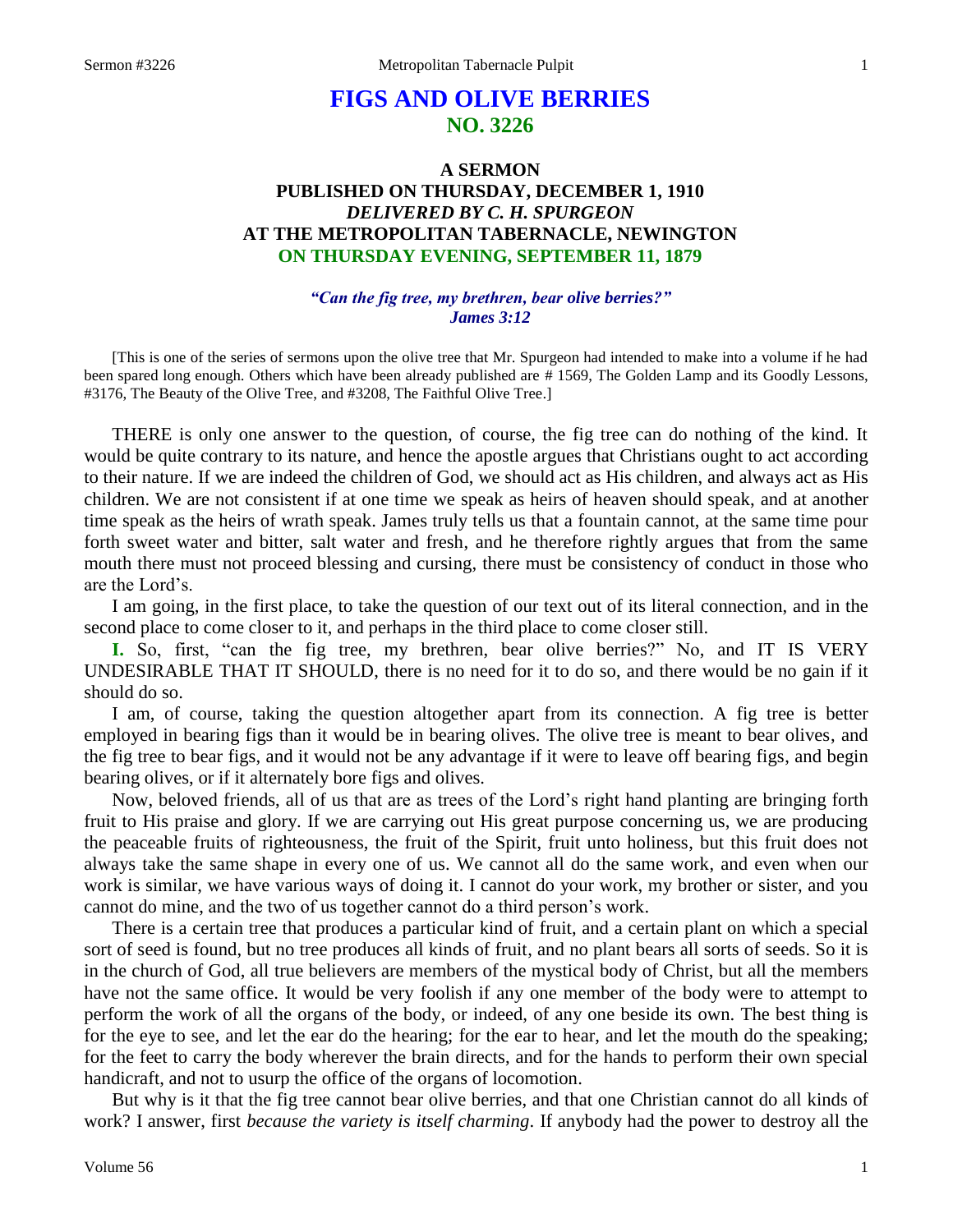# FIGS AND OLIVE BERRIES
## NO. 3226

### A SERMON
### PUBLISHED ON THURSDAY, DECEMBER 1, 1910
### *DELIVERED BY C. H. SPURGEON*
### AT THE METROPOLITAN TABERNACLE, NEWINGTON
### ON THURSDAY EVENING, SEPTEMBER 11, 1879

***"Can the fig tree, my brethren, bear olive berries?"***
***James 3:12***

[This is one of the series of sermons upon the olive tree that Mr. Spurgeon had intended to make into a volume if he had been spared long enough. Others which have been already published are # 1569, The Golden Lamp and its Goodly Lessons, #3176, The Beauty of the Olive Tree, and #3208, The Faithful Olive Tree.]

THERE is only one answer to the question, of course, the fig tree can do nothing of the kind. It would be quite contrary to its nature, and hence the apostle argues that Christians ought to act according to their nature. If we are indeed the children of God, we should act as His children, and always act as His children. We are not consistent if at one time we speak as heirs of heaven should speak, and at another time speak as the heirs of wrath speak. James truly tells us that a fountain cannot, at the same time pour forth sweet water and bitter, salt water and fresh, and he therefore rightly argues that from the same mouth there must not proceed blessing and cursing, there must be consistency of conduct in those who are the Lord's.

I am going, in the first place, to take the question of our text out of its literal connection, and in the second place to come closer to it, and perhaps in the third place to come closer still.

**I.** So, first, "can the fig tree, my brethren, bear olive berries?" No, and IT IS VERY UNDESIRABLE THAT IT SHOULD, there is no need for it to do so, and there would be no gain if it should do so.

I am, of course, taking the question altogether apart from its connection. A fig tree is better employed in bearing figs than it would be in bearing olives. The olive tree is meant to bear olives, and the fig tree to bear figs, and it would not be any advantage if it were to leave off bearing figs, and begin bearing olives, or if it alternately bore figs and olives.

Now, beloved friends, all of us that are as trees of the Lord's right hand planting are bringing forth fruit to His praise and glory. If we are carrying out His great purpose concerning us, we are producing the peaceable fruits of righteousness, the fruit of the Spirit, fruit unto holiness, but this fruit does not always take the same shape in every one of us. We cannot all do the same work, and even when our work is similar, we have various ways of doing it. I cannot do your work, my brother or sister, and you cannot do mine, and the two of us together cannot do a third person's work.

There is a certain tree that produces a particular kind of fruit, and a certain plant on which a special sort of seed is found, but no tree produces all kinds of fruit, and no plant bears all sorts of seeds. So it is in the church of God, all true believers are members of the mystical body of Christ, but all the members have not the same office. It would be very foolish if any one member of the body were to attempt to perform the work of all the organs of the body, or indeed, of any one beside its own. The best thing is for the eye to see, and let the ear do the hearing; for the ear to hear, and let the mouth do the speaking; for the feet to carry the body wherever the brain directs, and for the hands to perform their own special handicraft, and not to usurp the office of the organs of locomotion.

But why is it that the fig tree cannot bear olive berries, and that one Christian cannot do all kinds of work? I answer, first *because the variety is itself charming*. If anybody had the power to destroy all the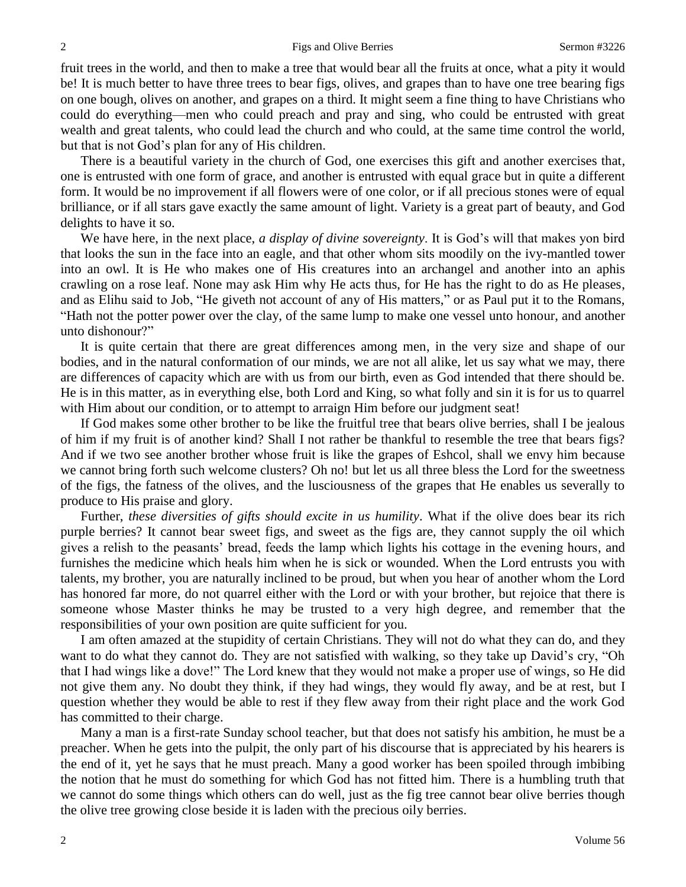fruit trees in the world, and then to make a tree that would bear all the fruits at once, what a pity it would be! It is much better to have three trees to bear figs, olives, and grapes than to have one tree bearing figs on one bough, olives on another, and grapes on a third. It might seem a fine thing to have Christians who could do everything—men who could preach and pray and sing, who could be entrusted with great wealth and great talents, who could lead the church and who could, at the same time control the world, but that is not God's plan for any of His children.

There is a beautiful variety in the church of God, one exercises this gift and another exercises that, one is entrusted with one form of grace, and another is entrusted with equal grace but in quite a different form. It would be no improvement if all flowers were of one color, or if all precious stones were of equal brilliance, or if all stars gave exactly the same amount of light. Variety is a great part of beauty, and God delights to have it so.

We have here, in the next place, *a display of divine sovereignty*. It is God's will that makes yon bird that looks the sun in the face into an eagle, and that other whom sits moodily on the ivy-mantled tower into an owl. It is He who makes one of His creatures into an archangel and another into an aphis crawling on a rose leaf. None may ask Him why He acts thus, for He has the right to do as He pleases, and as Elihu said to Job, "He giveth not account of any of His matters," or as Paul put it to the Romans, "Hath not the potter power over the clay, of the same lump to make one vessel unto honour, and another unto dishonour?"

It is quite certain that there are great differences among men, in the very size and shape of our bodies, and in the natural conformation of our minds, we are not all alike, let us say what we may, there are differences of capacity which are with us from our birth, even as God intended that there should be. He is in this matter, as in everything else, both Lord and King, so what folly and sin it is for us to quarrel with Him about our condition, or to attempt to arraign Him before our judgment seat!

If God makes some other brother to be like the fruitful tree that bears olive berries, shall I be jealous of him if my fruit is of another kind? Shall I not rather be thankful to resemble the tree that bears figs? And if we two see another brother whose fruit is like the grapes of Eshcol, shall we envy him because we cannot bring forth such welcome clusters? Oh no! but let us all three bless the Lord for the sweetness of the figs, the fatness of the olives, and the lusciousness of the grapes that He enables us severally to produce to His praise and glory.

Further, *these diversities of gifts should excite in us humility*. What if the olive does bear its rich purple berries? It cannot bear sweet figs, and sweet as the figs are, they cannot supply the oil which gives a relish to the peasants' bread, feeds the lamp which lights his cottage in the evening hours, and furnishes the medicine which heals him when he is sick or wounded. When the Lord entrusts you with talents, my brother, you are naturally inclined to be proud, but when you hear of another whom the Lord has honored far more, do not quarrel either with the Lord or with your brother, but rejoice that there is someone whose Master thinks he may be trusted to a very high degree, and remember that the responsibilities of your own position are quite sufficient for you.

I am often amazed at the stupidity of certain Christians. They will not do what they can do, and they want to do what they cannot do. They are not satisfied with walking, so they take up David's cry, "Oh that I had wings like a dove!" The Lord knew that they would not make a proper use of wings, so He did not give them any. No doubt they think, if they had wings, they would fly away, and be at rest, but I question whether they would be able to rest if they flew away from their right place and the work God has committed to their charge.

Many a man is a first-rate Sunday school teacher, but that does not satisfy his ambition, he must be a preacher. When he gets into the pulpit, the only part of his discourse that is appreciated by his hearers is the end of it, yet he says that he must preach. Many a good worker has been spoiled through imbibing the notion that he must do something for which God has not fitted him. There is a humbling truth that we cannot do some things which others can do well, just as the fig tree cannot bear olive berries though the olive tree growing close beside it is laden with the precious oily berries.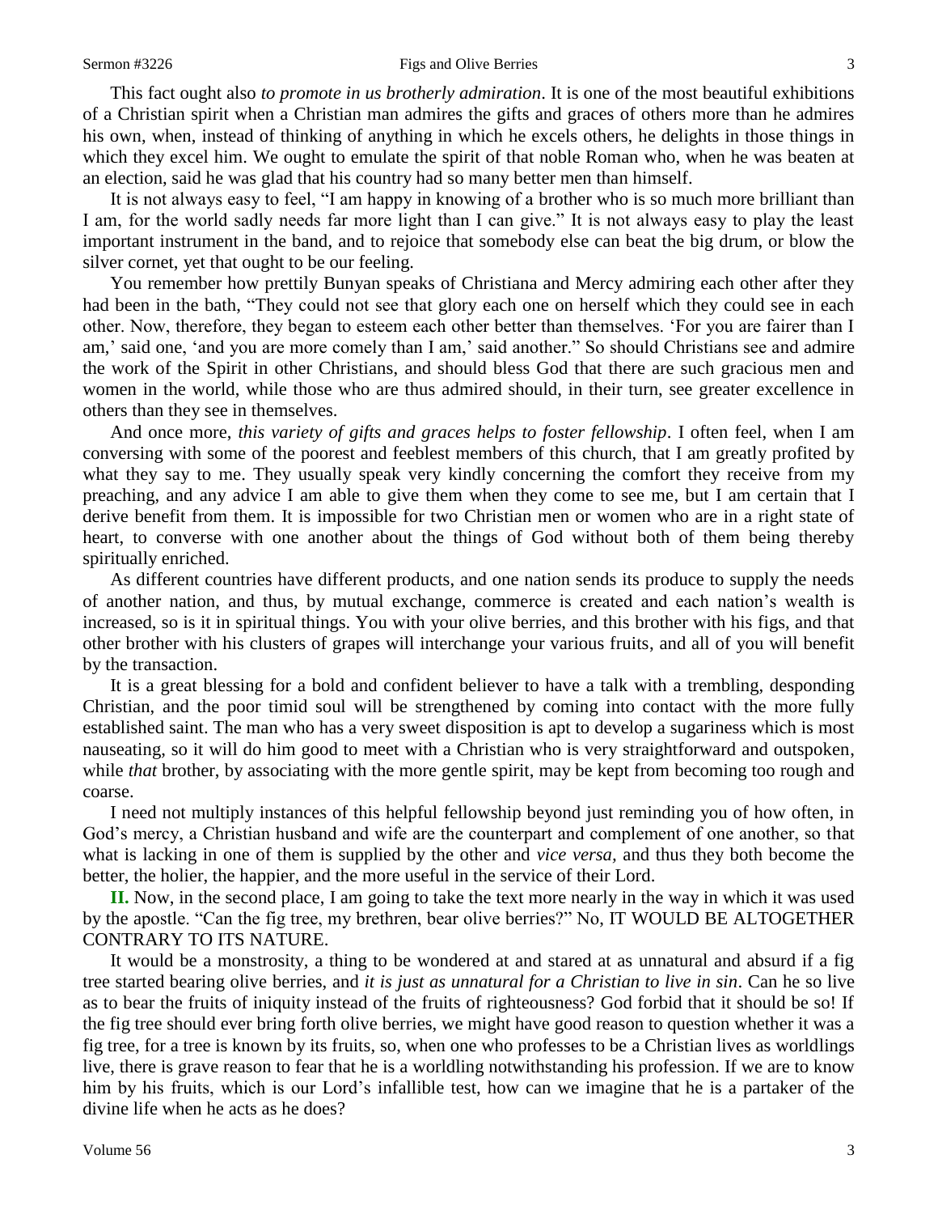This fact ought also *to promote in us brotherly admiration*. It is one of the most beautiful exhibitions of a Christian spirit when a Christian man admires the gifts and graces of others more than he admires his own, when, instead of thinking of anything in which he excels others, he delights in those things in which they excel him. We ought to emulate the spirit of that noble Roman who, when he was beaten at an election, said he was glad that his country had so many better men than himself.

It is not always easy to feel, "I am happy in knowing of a brother who is so much more brilliant than I am, for the world sadly needs far more light than I can give." It is not always easy to play the least important instrument in the band, and to rejoice that somebody else can beat the big drum, or blow the silver cornet, yet that ought to be our feeling.

You remember how prettily Bunyan speaks of Christiana and Mercy admiring each other after they had been in the bath, "They could not see that glory each one on herself which they could see in each other. Now, therefore, they began to esteem each other better than themselves. 'For you are fairer than I am,' said one, 'and you are more comely than I am,' said another." So should Christians see and admire the work of the Spirit in other Christians, and should bless God that there are such gracious men and women in the world, while those who are thus admired should, in their turn, see greater excellence in others than they see in themselves.

And once more, *this variety of gifts and graces helps to foster fellowship*. I often feel, when I am conversing with some of the poorest and feeblest members of this church, that I am greatly profited by what they say to me. They usually speak very kindly concerning the comfort they receive from my preaching, and any advice I am able to give them when they come to see me, but I am certain that I derive benefit from them. It is impossible for two Christian men or women who are in a right state of heart, to converse with one another about the things of God without both of them being thereby spiritually enriched.

As different countries have different products, and one nation sends its produce to supply the needs of another nation, and thus, by mutual exchange, commerce is created and each nation's wealth is increased, so is it in spiritual things. You with your olive berries, and this brother with his figs, and that other brother with his clusters of grapes will interchange your various fruits, and all of you will benefit by the transaction.

It is a great blessing for a bold and confident believer to have a talk with a trembling, desponding Christian, and the poor timid soul will be strengthened by coming into contact with the more fully established saint. The man who has a very sweet disposition is apt to develop a sugariness which is most nauseating, so it will do him good to meet with a Christian who is very straightforward and outspoken, while *that* brother, by associating with the more gentle spirit, may be kept from becoming too rough and coarse.

I need not multiply instances of this helpful fellowship beyond just reminding you of how often, in God's mercy, a Christian husband and wife are the counterpart and complement of one another, so that what is lacking in one of them is supplied by the other and *vice versa*, and thus they both become the better, the holier, the happier, and the more useful in the service of their Lord.

**II.** Now, in the second place, I am going to take the text more nearly in the way in which it was used by the apostle. "Can the fig tree, my brethren, bear olive berries?" No, IT WOULD BE ALTOGETHER CONTRARY TO ITS NATURE.

It would be a monstrosity, a thing to be wondered at and stared at as unnatural and absurd if a fig tree started bearing olive berries, and *it is just as unnatural for a Christian to live in sin*. Can he so live as to bear the fruits of iniquity instead of the fruits of righteousness? God forbid that it should be so! If the fig tree should ever bring forth olive berries, we might have good reason to question whether it was a fig tree, for a tree is known by its fruits, so, when one who professes to be a Christian lives as worldlings live, there is grave reason to fear that he is a worldling notwithstanding his profession. If we are to know him by his fruits, which is our Lord's infallible test, how can we imagine that he is a partaker of the divine life when he acts as he does?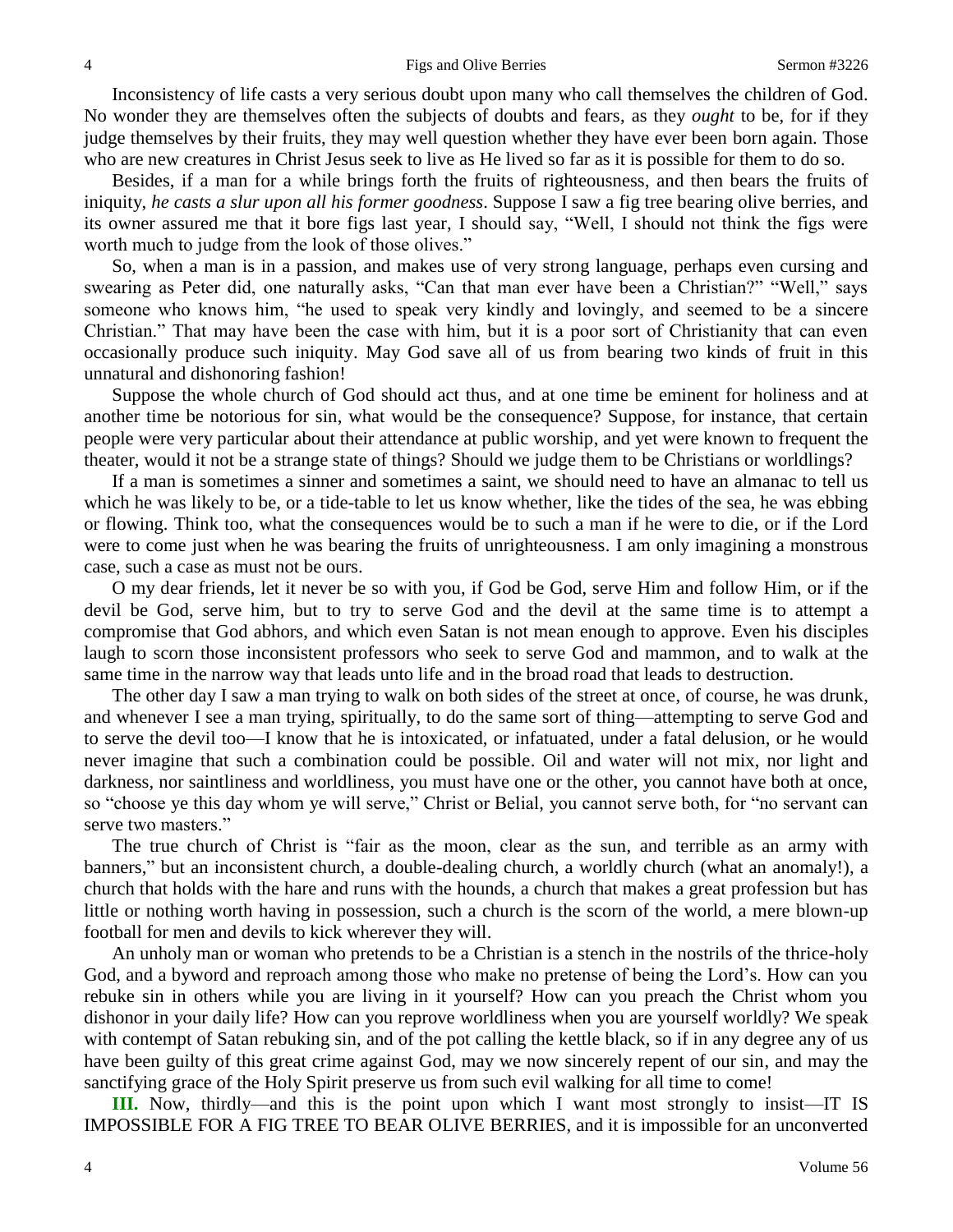Inconsistency of life casts a very serious doubt upon many who call themselves the children of God. No wonder they are themselves often the subjects of doubts and fears, as they *ought* to be, for if they judge themselves by their fruits, they may well question whether they have ever been born again. Those who are new creatures in Christ Jesus seek to live as He lived so far as it is possible for them to do so.

Besides, if a man for a while brings forth the fruits of righteousness, and then bears the fruits of iniquity, *he casts a slur upon all his former goodness*. Suppose I saw a fig tree bearing olive berries, and its owner assured me that it bore figs last year, I should say, "Well, I should not think the figs were worth much to judge from the look of those olives."

So, when a man is in a passion, and makes use of very strong language, perhaps even cursing and swearing as Peter did, one naturally asks, "Can that man ever have been a Christian?" "Well," says someone who knows him, "he used to speak very kindly and lovingly, and seemed to be a sincere Christian." That may have been the case with him, but it is a poor sort of Christianity that can even occasionally produce such iniquity. May God save all of us from bearing two kinds of fruit in this unnatural and dishonoring fashion!

Suppose the whole church of God should act thus, and at one time be eminent for holiness and at another time be notorious for sin, what would be the consequence? Suppose, for instance, that certain people were very particular about their attendance at public worship, and yet were known to frequent the theater, would it not be a strange state of things? Should we judge them to be Christians or worldlings?

If a man is sometimes a sinner and sometimes a saint, we should need to have an almanac to tell us which he was likely to be, or a tide-table to let us know whether, like the tides of the sea, he was ebbing or flowing. Think too, what the consequences would be to such a man if he were to die, or if the Lord were to come just when he was bearing the fruits of unrighteousness. I am only imagining a monstrous case, such a case as must not be ours.

O my dear friends, let it never be so with you, if God be God, serve Him and follow Him, or if the devil be God, serve him, but to try to serve God and the devil at the same time is to attempt a compromise that God abhors, and which even Satan is not mean enough to approve. Even his disciples laugh to scorn those inconsistent professors who seek to serve God and mammon, and to walk at the same time in the narrow way that leads unto life and in the broad road that leads to destruction.

The other day I saw a man trying to walk on both sides of the street at once, of course, he was drunk, and whenever I see a man trying, spiritually, to do the same sort of thing—attempting to serve God and to serve the devil too—I know that he is intoxicated, or infatuated, under a fatal delusion, or he would never imagine that such a combination could be possible. Oil and water will not mix, nor light and darkness, nor saintliness and worldliness, you must have one or the other, you cannot have both at once, so "choose ye this day whom ye will serve," Christ or Belial, you cannot serve both, for "no servant can serve two masters."

The true church of Christ is "fair as the moon, clear as the sun, and terrible as an army with banners," but an inconsistent church, a double-dealing church, a worldly church (what an anomaly!), a church that holds with the hare and runs with the hounds, a church that makes a great profession but has little or nothing worth having in possession, such a church is the scorn of the world, a mere blown-up football for men and devils to kick wherever they will.

An unholy man or woman who pretends to be a Christian is a stench in the nostrils of the thrice-holy God, and a byword and reproach among those who make no pretense of being the Lord's. How can you rebuke sin in others while you are living in it yourself? How can you preach the Christ whom you dishonor in your daily life? How can you reprove worldliness when you are yourself worldly? We speak with contempt of Satan rebuking sin, and of the pot calling the kettle black, so if in any degree any of us have been guilty of this great crime against God, may we now sincerely repent of our sin, and may the sanctifying grace of the Holy Spirit preserve us from such evil walking for all time to come!

**III.** Now, thirdly—and this is the point upon which I want most strongly to insist—IT IS IMPOSSIBLE FOR A FIG TREE TO BEAR OLIVE BERRIES, and it is impossible for an unconverted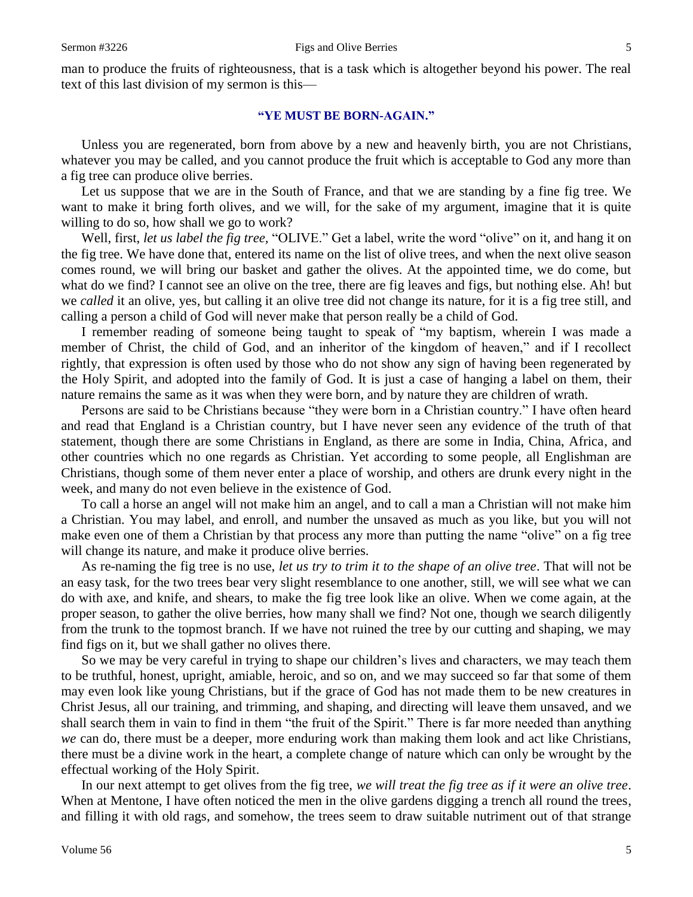man to produce the fruits of righteousness, that is a task which is altogether beyond his power. The real text of this last division of my sermon is this—

### "YE MUST BE BORN-AGAIN."

Unless you are regenerated, born from above by a new and heavenly birth, you are not Christians, whatever you may be called, and you cannot produce the fruit which is acceptable to God any more than a fig tree can produce olive berries.

Let us suppose that we are in the South of France, and that we are standing by a fine fig tree. We want to make it bring forth olives, and we will, for the sake of my argument, imagine that it is quite willing to do so, how shall we go to work?

Well, first, *let us label the fig tree,* "OLIVE." Get a label, write the word "olive" on it, and hang it on the fig tree. We have done that, entered its name on the list of olive trees, and when the next olive season comes round, we will bring our basket and gather the olives. At the appointed time, we do come, but what do we find? I cannot see an olive on the tree, there are fig leaves and figs, but nothing else. Ah! but we *called* it an olive, yes, but calling it an olive tree did not change its nature, for it is a fig tree still, and calling a person a child of God will never make that person really be a child of God.

I remember reading of someone being taught to speak of "my baptism, wherein I was made a member of Christ, the child of God, and an inheritor of the kingdom of heaven," and if I recollect rightly, that expression is often used by those who do not show any sign of having been regenerated by the Holy Spirit, and adopted into the family of God. It is just a case of hanging a label on them, their nature remains the same as it was when they were born, and by nature they are children of wrath.

Persons are said to be Christians because "they were born in a Christian country." I have often heard and read that England is a Christian country, but I have never seen any evidence of the truth of that statement, though there are some Christians in England, as there are some in India, China, Africa, and other countries which no one regards as Christian. Yet according to some people, all Englishman are Christians, though some of them never enter a place of worship, and others are drunk every night in the week, and many do not even believe in the existence of God.

To call a horse an angel will not make him an angel, and to call a man a Christian will not make him a Christian. You may label, and enroll, and number the unsaved as much as you like, but you will not make even one of them a Christian by that process any more than putting the name "olive" on a fig tree will change its nature, and make it produce olive berries.

As re-naming the fig tree is no use, *let us try to trim it to the shape of an olive tree*. That will not be an easy task, for the two trees bear very slight resemblance to one another, still, we will see what we can do with axe, and knife, and shears, to make the fig tree look like an olive. When we come again, at the proper season, to gather the olive berries, how many shall we find? Not one, though we search diligently from the trunk to the topmost branch. If we have not ruined the tree by our cutting and shaping, we may find figs on it, but we shall gather no olives there.

So we may be very careful in trying to shape our children's lives and characters, we may teach them to be truthful, honest, upright, amiable, heroic, and so on, and we may succeed so far that some of them may even look like young Christians, but if the grace of God has not made them to be new creatures in Christ Jesus, all our training, and trimming, and shaping, and directing will leave them unsaved, and we shall search them in vain to find in them "the fruit of the Spirit." There is far more needed than anything *we* can do, there must be a deeper, more enduring work than making them look and act like Christians, there must be a divine work in the heart, a complete change of nature which can only be wrought by the effectual working of the Holy Spirit.

In our next attempt to get olives from the fig tree, *we will treat the fig tree as if it were an olive tree*. When at Mentone, I have often noticed the men in the olive gardens digging a trench all round the trees, and filling it with old rags, and somehow, the trees seem to draw suitable nutriment out of that strange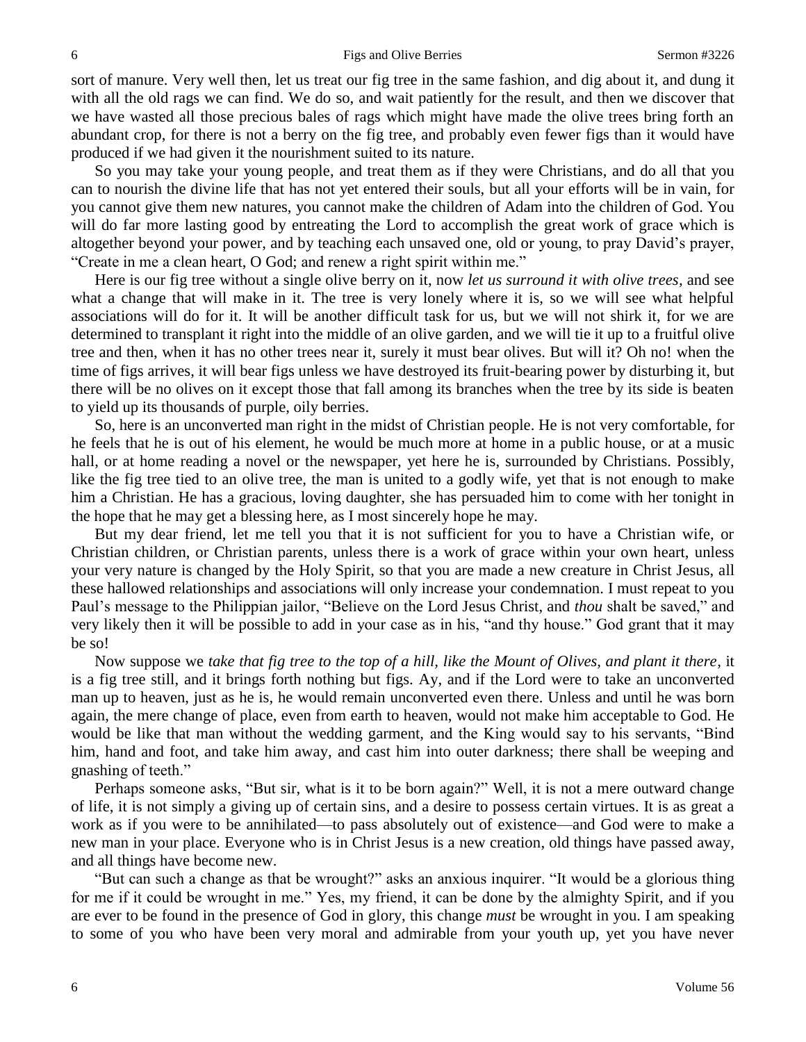sort of manure. Very well then, let us treat our fig tree in the same fashion, and dig about it, and dung it with all the old rags we can find. We do so, and wait patiently for the result, and then we discover that we have wasted all those precious bales of rags which might have made the olive trees bring forth an abundant crop, for there is not a berry on the fig tree, and probably even fewer figs than it would have produced if we had given it the nourishment suited to its nature.

So you may take your young people, and treat them as if they were Christians, and do all that you can to nourish the divine life that has not yet entered their souls, but all your efforts will be in vain, for you cannot give them new natures, you cannot make the children of Adam into the children of God. You will do far more lasting good by entreating the Lord to accomplish the great work of grace which is altogether beyond your power, and by teaching each unsaved one, old or young, to pray David's prayer, "Create in me a clean heart, O God; and renew a right spirit within me."

Here is our fig tree without a single olive berry on it, now *let us surround it with olive trees,* and see what a change that will make in it. The tree is very lonely where it is, so we will see what helpful associations will do for it. It will be another difficult task for us, but we will not shirk it, for we are determined to transplant it right into the middle of an olive garden, and we will tie it up to a fruitful olive tree and then, when it has no other trees near it, surely it must bear olives. But will it? Oh no! when the time of figs arrives, it will bear figs unless we have destroyed its fruit-bearing power by disturbing it, but there will be no olives on it except those that fall among its branches when the tree by its side is beaten to yield up its thousands of purple, oily berries.

So, here is an unconverted man right in the midst of Christian people. He is not very comfortable, for he feels that he is out of his element, he would be much more at home in a public house, or at a music hall, or at home reading a novel or the newspaper, yet here he is, surrounded by Christians. Possibly, like the fig tree tied to an olive tree, the man is united to a godly wife, yet that is not enough to make him a Christian. He has a gracious, loving daughter, she has persuaded him to come with her tonight in the hope that he may get a blessing here, as I most sincerely hope he may.

But my dear friend, let me tell you that it is not sufficient for you to have a Christian wife, or Christian children, or Christian parents, unless there is a work of grace within your own heart, unless your very nature is changed by the Holy Spirit, so that you are made a new creature in Christ Jesus, all these hallowed relationships and associations will only increase your condemnation. I must repeat to you Paul's message to the Philippian jailor, "Believe on the Lord Jesus Christ, and *thou* shalt be saved," and very likely then it will be possible to add in your case as in his, "and thy house." God grant that it may be so!

Now suppose we *take that fig tree to the top of a hill, like the Mount of Olives, and plant it there,* it is a fig tree still, and it brings forth nothing but figs. Ay, and if the Lord were to take an unconverted man up to heaven, just as he is, he would remain unconverted even there. Unless and until he was born again, the mere change of place, even from earth to heaven, would not make him acceptable to God. He would be like that man without the wedding garment, and the King would say to his servants, "Bind him, hand and foot, and take him away, and cast him into outer darkness; there shall be weeping and gnashing of teeth."

Perhaps someone asks, "But sir, what is it to be born again?" Well, it is not a mere outward change of life, it is not simply a giving up of certain sins, and a desire to possess certain virtues. It is as great a work as if you were to be annihilated—to pass absolutely out of existence—and God were to make a new man in your place. Everyone who is in Christ Jesus is a new creation, old things have passed away, and all things have become new.

"But can such a change as that be wrought?" asks an anxious inquirer. "It would be a glorious thing for me if it could be wrought in me." Yes, my friend, it can be done by the almighty Spirit, and if you are ever to be found in the presence of God in glory, this change *must* be wrought in you. I am speaking to some of you who have been very moral and admirable from your youth up, yet you have never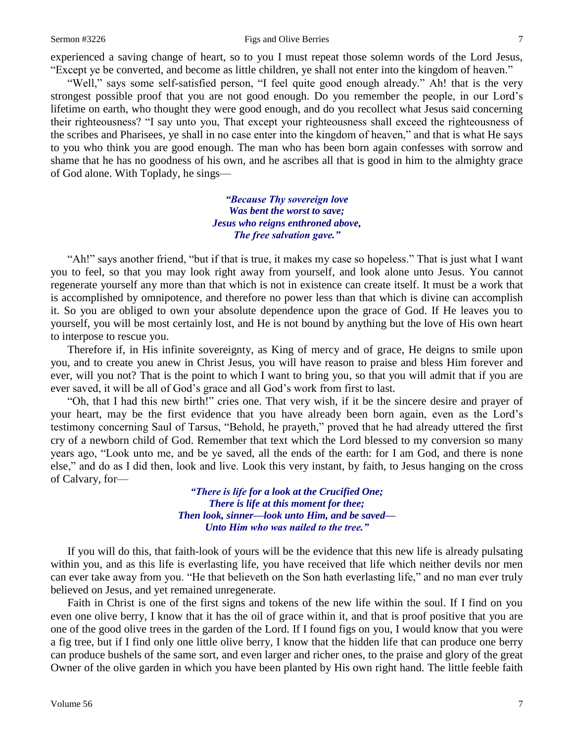experienced a saving change of heart, so to you I must repeat those solemn words of the Lord Jesus, "Except ye be converted, and become as little children, ye shall not enter into the kingdom of heaven."

"Well," says some self-satisfied person, "I feel quite good enough already." Ah! that is the very strongest possible proof that you are not good enough. Do you remember the people, in our Lord's lifetime on earth, who thought they were good enough, and do you recollect what Jesus said concerning their righteousness? "I say unto you, That except your righteousness shall exceed the righteousness of the scribes and Pharisees, ye shall in no case enter into the kingdom of heaven," and that is what He says to you who think you are good enough. The man who has been born again confesses with sorrow and shame that he has no goodness of his own, and he ascribes all that is good in him to the almighty grace of God alone. With Toplady, he sings—

> ***"Because Thy sovereign love***
> ***Was bent the worst to save;***
> ***Jesus who reigns enthroned above,***
> ***The free salvation gave."***

"Ah!" says another friend, "but if that is true, it makes my case so hopeless." That is just what I want you to feel, so that you may look right away from yourself, and look alone unto Jesus. You cannot regenerate yourself any more than that which is not in existence can create itself. It must be a work that is accomplished by omnipotence, and therefore no power less than that which is divine can accomplish it. So you are obliged to own your absolute dependence upon the grace of God. If He leaves you to yourself, you will be most certainly lost, and He is not bound by anything but the love of His own heart to interpose to rescue you.

Therefore if, in His infinite sovereignty, as King of mercy and of grace, He deigns to smile upon you, and to create you anew in Christ Jesus, you will have reason to praise and bless Him forever and ever, will you not? That is the point to which I want to bring you, so that you will admit that if you are ever saved, it will be all of God's grace and all God's work from first to last.

"Oh, that I had this new birth!" cries one. That very wish, if it be the sincere desire and prayer of your heart, may be the first evidence that you have already been born again, even as the Lord's testimony concerning Saul of Tarsus, "Behold, he prayeth," proved that he had already uttered the first cry of a newborn child of God. Remember that text which the Lord blessed to my conversion so many years ago, "Look unto me, and be ye saved, all the ends of the earth: for I am God, and there is none else," and do as I did then, look and live. Look this very instant, by faith, to Jesus hanging on the cross of Calvary, for—

> ***"There is life for a look at the Crucified One;***
> ***There is life at this moment for thee;***
> ***Then look, sinner—look unto Him, and be saved—***
> ***Unto Him who was nailed to the tree."***

If you will do this, that faith-look of yours will be the evidence that this new life is already pulsating within you, and as this life is everlasting life, you have received that life which neither devils nor men can ever take away from you. "He that believeth on the Son hath everlasting life," and no man ever truly believed on Jesus, and yet remained unregenerate.

Faith in Christ is one of the first signs and tokens of the new life within the soul. If I find on you even one olive berry, I know that it has the oil of grace within it, and that is proof positive that you are one of the good olive trees in the garden of the Lord. If I found figs on you, I would know that you were a fig tree, but if I find only one little olive berry, I know that the hidden life that can produce one berry can produce bushels of the same sort, and even larger and richer ones, to the praise and glory of the great Owner of the olive garden in which you have been planted by His own right hand. The little feeble faith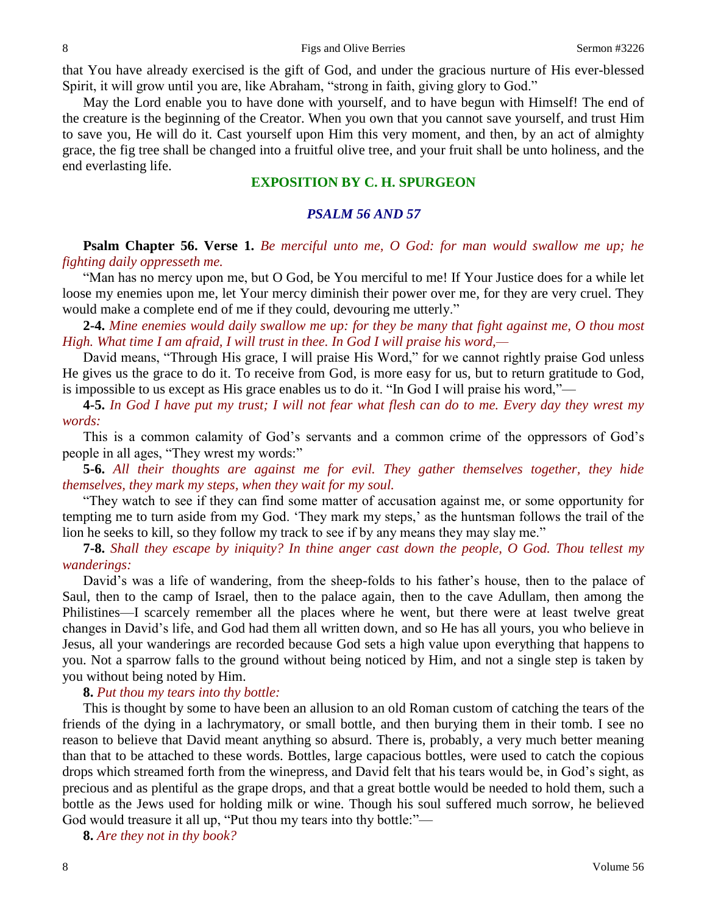that You have already exercised is the gift of God, and under the gracious nurture of His ever-blessed Spirit, it will grow until you are, like Abraham, "strong in faith, giving glory to God."

May the Lord enable you to have done with yourself, and to have begun with Himself! The end of the creature is the beginning of the Creator. When you own that you cannot save yourself, and trust Him to save you, He will do it. Cast yourself upon Him this very moment, and then, by an act of almighty grace, the fig tree shall be changed into a fruitful olive tree, and your fruit shall be unto holiness, and the end everlasting life.

## EXPOSITION BY C. H. SPURGEON

### *PSALM 56 AND 57*

**Psalm Chapter 56. Verse 1.** *Be merciful unto me, O God: for man would swallow me up; he fighting daily oppresseth me.*

"Man has no mercy upon me, but O God, be You merciful to me! If Your Justice does for a while let loose my enemies upon me, let Your mercy diminish their power over me, for they are very cruel. They would make a complete end of me if they could, devouring me utterly."

**2-4.** *Mine enemies would daily swallow me up: for they be many that fight against me, O thou most High. What time I am afraid, I will trust in thee. In God I will praise his word,—*

David means, "Through His grace, I will praise His Word," for we cannot rightly praise God unless He gives us the grace to do it. To receive from God, is more easy for us, but to return gratitude to God, is impossible to us except as His grace enables us to do it. "In God I will praise his word,"—

**4-5.** *In God I have put my trust; I will not fear what flesh can do to me. Every day they wrest my words:*

This is a common calamity of God's servants and a common crime of the oppressors of God's people in all ages, "They wrest my words:"

**5-6.** *All their thoughts are against me for evil. They gather themselves together, they hide themselves, they mark my steps, when they wait for my soul.*

"They watch to see if they can find some matter of accusation against me, or some opportunity for tempting me to turn aside from my God. 'They mark my steps,' as the huntsman follows the trail of the lion he seeks to kill, so they follow my track to see if by any means they may slay me."

**7-8.** *Shall they escape by iniquity? In thine anger cast down the people, O God. Thou tellest my wanderings:*

David's was a life of wandering, from the sheep-folds to his father's house, then to the palace of Saul, then to the camp of Israel, then to the palace again, then to the cave Adullam, then among the Philistines—I scarcely remember all the places where he went, but there were at least twelve great changes in David's life, and God had them all written down, and so He has all yours, you who believe in Jesus, all your wanderings are recorded because God sets a high value upon everything that happens to you. Not a sparrow falls to the ground without being noticed by Him, and not a single step is taken by you without being noted by Him.

**8.** *Put thou my tears into thy bottle:*

This is thought by some to have been an allusion to an old Roman custom of catching the tears of the friends of the dying in a lachrymatory, or small bottle, and then burying them in their tomb. I see no reason to believe that David meant anything so absurd. There is, probably, a very much better meaning than that to be attached to these words. Bottles, large capacious bottles, were used to catch the copious drops which streamed forth from the winepress, and David felt that his tears would be, in God's sight, as precious and as plentiful as the grape drops, and that a great bottle would be needed to hold them, such a bottle as the Jews used for holding milk or wine. Though his soul suffered much sorrow, he believed God would treasure it all up, "Put thou my tears into thy bottle:"—

**8.** *Are they not in thy book?*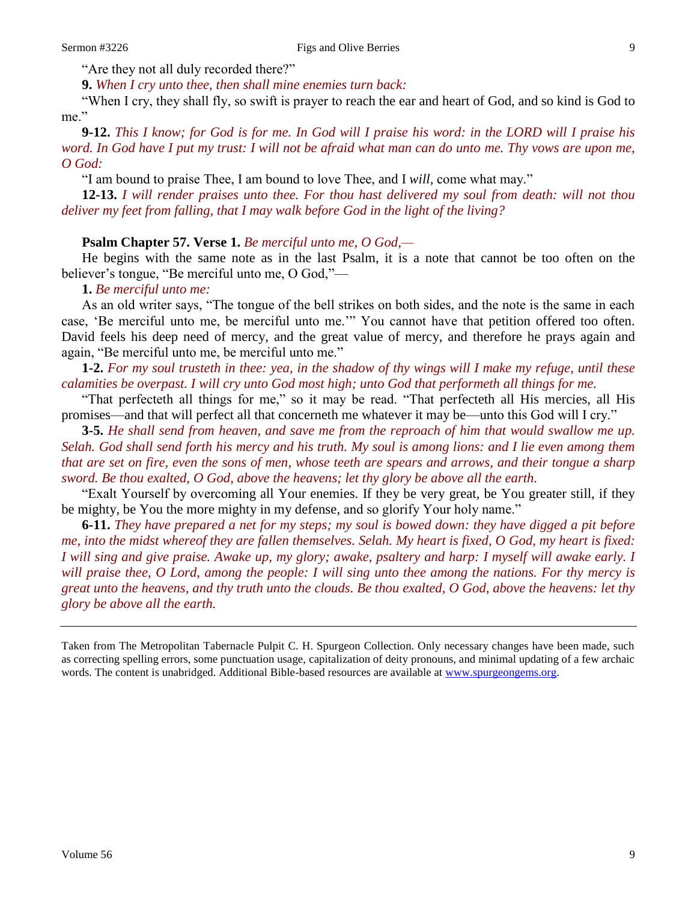"Are they not all duly recorded there?"

**9.** *When I cry unto thee, then shall mine enemies turn back:*

"When I cry, they shall fly, so swift is prayer to reach the ear and heart of God, and so kind is God to me."

**9-12.** *This I know; for God is for me. In God will I praise his word: in the LORD will I praise his word. In God have I put my trust: I will not be afraid what man can do unto me. Thy vows are upon me, O God:*

"I am bound to praise Thee, I am bound to love Thee, and I *will*, come what may."

**12-13.** *I will render praises unto thee. For thou hast delivered my soul from death: will not thou deliver my feet from falling, that I may walk before God in the light of the living?*

**Psalm Chapter 57. Verse 1.** *Be merciful unto me, O God,—*

He begins with the same note as in the last Psalm, it is a note that cannot be too often on the believer's tongue, "Be merciful unto me, O God,"—

**1.** *Be merciful unto me:*

As an old writer says, "The tongue of the bell strikes on both sides, and the note is the same in each case, 'Be merciful unto me, be merciful unto me.'" You cannot have that petition offered too often. David feels his deep need of mercy, and the great value of mercy, and therefore he prays again and again, "Be merciful unto me, be merciful unto me."

**1-2.** *For my soul trusteth in thee: yea, in the shadow of thy wings will I make my refuge, until these calamities be overpast. I will cry unto God most high; unto God that performeth all things for me.*

"That perfecteth all things for me," so it may be read. "That perfecteth all His mercies, all His promises—and that will perfect all that concerneth me whatever it may be—unto this God will I cry."

**3-5.** *He shall send from heaven, and save me from the reproach of him that would swallow me up. Selah. God shall send forth his mercy and his truth. My soul is among lions: and I lie even among them that are set on fire, even the sons of men, whose teeth are spears and arrows, and their tongue a sharp sword. Be thou exalted, O God, above the heavens; let thy glory be above all the earth.*

"Exalt Yourself by overcoming all Your enemies. If they be very great, be You greater still, if they be mighty, be You the more mighty in my defense, and so glorify Your holy name."

**6-11.** *They have prepared a net for my steps; my soul is bowed down: they have digged a pit before me, into the midst whereof they are fallen themselves. Selah. My heart is fixed, O God, my heart is fixed: I will sing and give praise. Awake up, my glory; awake, psaltery and harp: I myself will awake early. I will praise thee, O Lord, among the people: I will sing unto thee among the nations. For thy mercy is great unto the heavens, and thy truth unto the clouds. Be thou exalted, O God, above the heavens: let thy glory be above all the earth.*

---

Taken from The Metropolitan Tabernacle Pulpit C. H. Spurgeon Collection. Only necessary changes have been made, such as correcting spelling errors, some punctuation usage, capitalization of deity pronouns, and minimal updating of a few archaic words. The content is unabridged. Additional Bible-based resources are available at www.spurgeongems.org.